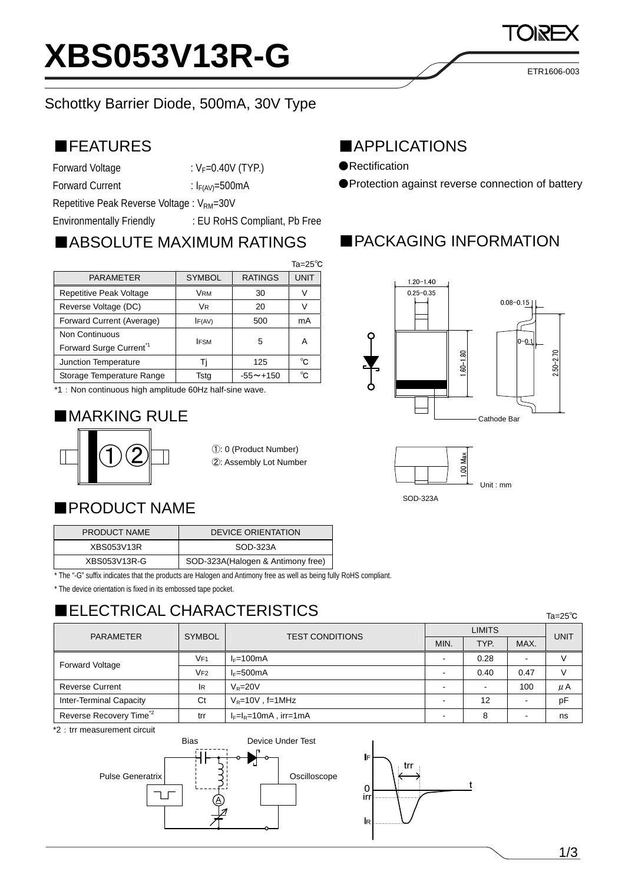# XBS053V13R-G

ETR1606-003

Schottky Barrier Diode, 500mA, 30V Type

## ■FEATURES

Forward Voltage : $V_F$=0.40V (TYP.)

Forward Current : $I_{F(AV)}$=500mA

Repetitive Peak Reverse Voltage : $V_{RM}$=30V

Environmentally Friendly : EU RoHS Compliant, Pb Free

## ■APPLICATIONS

●Rectification

●Protection against reverse connection of battery

## ■ABSOLUTE MAXIMUM RATINGS

Ta=25℃

| PARAMETER | SYMBOL | RATINGS | UNIT |
|---|---|---|---|
| Repetitive Peak Voltage | $V_{RM}$ | 30 | V |
| Reverse Voltage (DC) | $V_R$ | 20 | V |
| Forward Current (Average) | $I_{F(AV)}$ | 500 | mA |
| Non Continuous Forward Surge Current*1 | $I_{FSM}$ | 5 | A |
| Junction Temperature | Tj | 125 | ℃ |
| Storage Temperature Range | Tstg | -55～+150 | ℃ |

*1：Non continuous high amplitude 60Hz half-sine wave.

## ■PACKAGING INFORMATION

1.20~1.40

0.25~0.35

0.08~0.15

0~0.1

1.60~1.80

2.50~2.70

Cathode Bar

1.00 Max

Unit : mm

SOD-323A

## ■MARKING RULE

①②

①: 0 (Product Number)

②: Assembly Lot Number

## ■PRODUCT NAME

| PRODUCT NAME | DEVICE ORIENTATION |
|---|---|
| XBS053V13R | SOD-323A |
| XBS053V13R-G | SOD-323A(Halogen & Antimony free) |

* The "-G" suffix indicates that the products are Halogen and Antimony free as well as being fully RoHS compliant.

* The device orientation is fixed in its embossed tape pocket.

## ■ELECTRICAL CHARACTERISTICS

Ta=25℃

| PARAMETER | SYMBOL | TEST CONDITIONS | LIMITS | | | UNIT |
|---|---|---|---|---|---|---|
| | | | MIN. | TYP. | MAX. | |
| Forward Voltage | $V_{F1}$ | $I_F$=100mA | - | 0.28 | - | V |
| | $V_{F2}$ | $I_F$=500mA | - | 0.40 | 0.47 | V |
| Reverse Current | $I_R$ | $V_R$=20V | - | - | 100 | μA |
| Inter-Terminal Capacity | Ct | $V_R$=10V , f=1MHz | - | 12 | - | pF |
| Reverse Recovery Time*2 | trr | $I_F$=$I_R$=10mA , irr=1mA | - | 8 | - | ns |

*2：trr measurement circuit

Bias

Device Under Test

Pulse Generatrix

Oscilloscope

IF

trr

t

0

irr

IR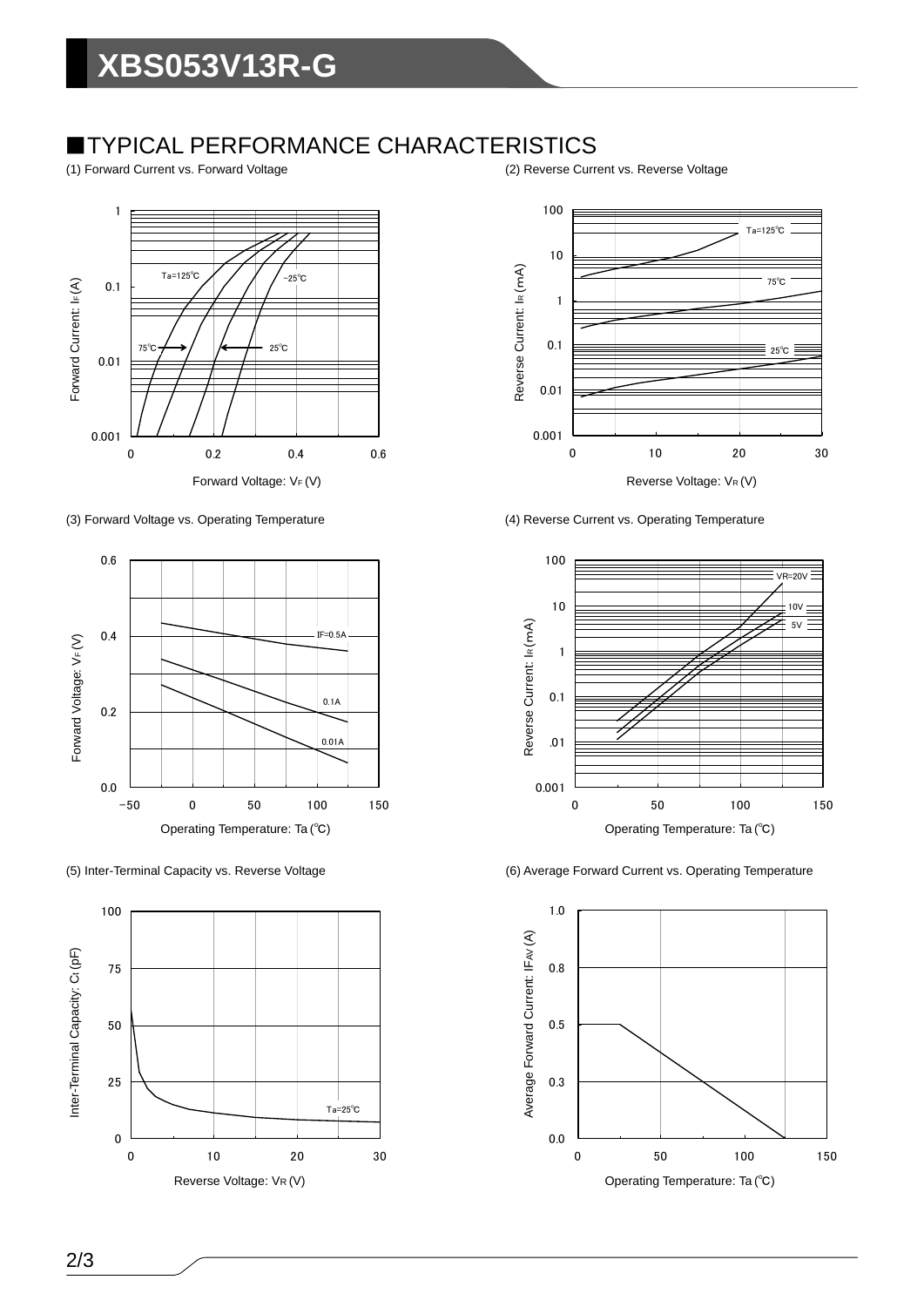## ■TYPICAL PERFORMANCE CHARACTERISTICS

(1) Forward Current vs. Forward Voltage

(2) Reverse Current vs. Reverse Voltage

(3) Forward Voltage vs. Operating Temperature

(4) Reverse Current vs. Operating Temperature

(5) Inter-Terminal Capacity vs. Reverse Voltage

(6) Average Forward Current vs. Operating Temperature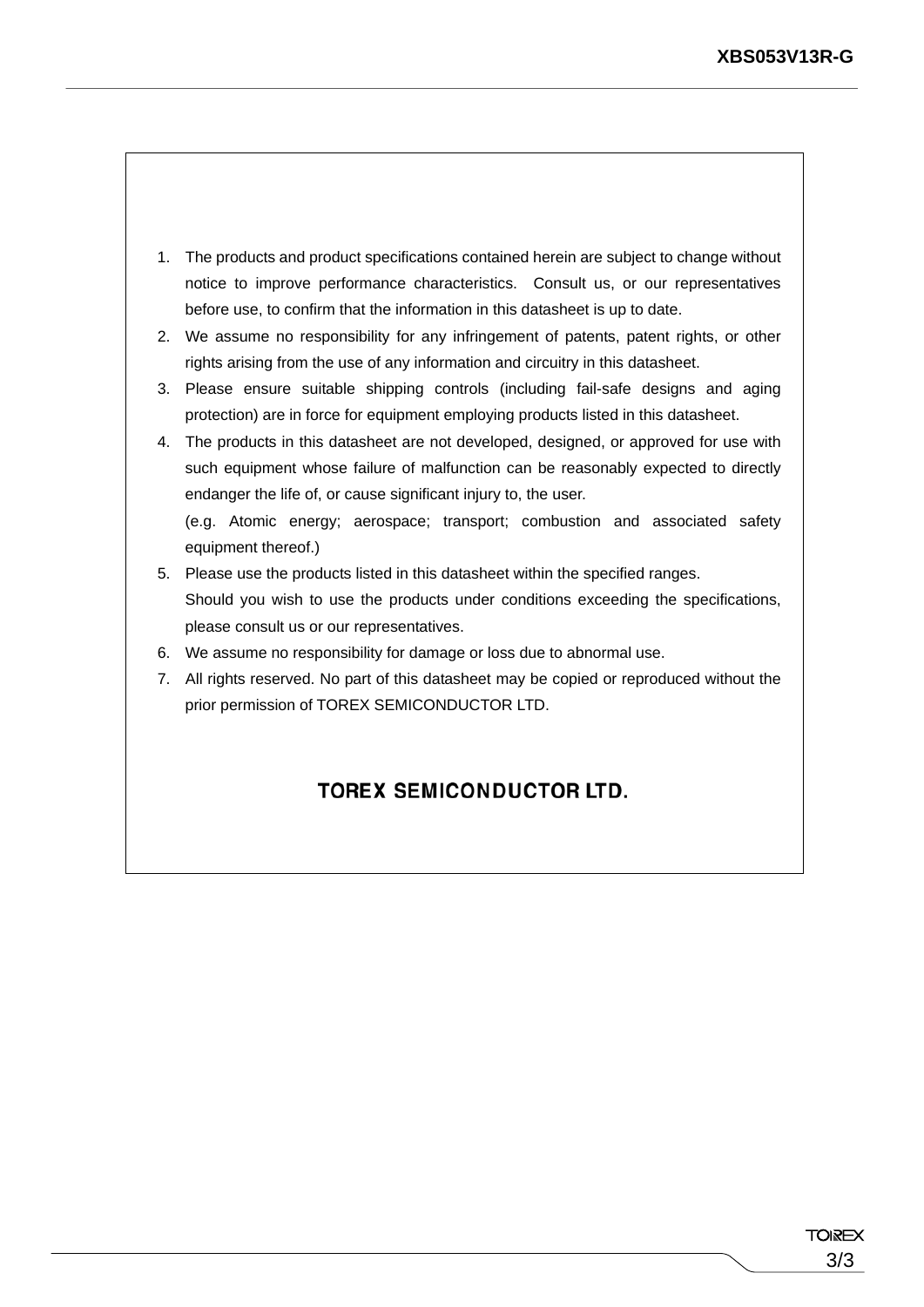1. The products and product specifications contained herein are subject to change without notice to improve performance characteristics. Consult us, or our representatives before use, to confirm that the information in this datasheet is up to date.
2. We assume no responsibility for any infringement of patents, patent rights, or other rights arising from the use of any information and circuitry in this datasheet.
3. Please ensure suitable shipping controls (including fail-safe designs and aging protection) are in force for equipment employing products listed in this datasheet.
4. The products in this datasheet are not developed, designed, or approved for use with such equipment whose failure of malfunction can be reasonably expected to directly endanger the life of, or cause significant injury to, the user.
   (e.g. Atomic energy; aerospace; transport; combustion and associated safety equipment thereof.)
5. Please use the products listed in this datasheet within the specified ranges.
   Should you wish to use the products under conditions exceeding the specifications, please consult us or our representatives.
6. We assume no responsibility for damage or loss due to abnormal use.
7. All rights reserved. No part of this datasheet may be copied or reproduced without the prior permission of TOREX SEMICONDUCTOR LTD.

**TOREX SEMICONDUCTOR LTD.**